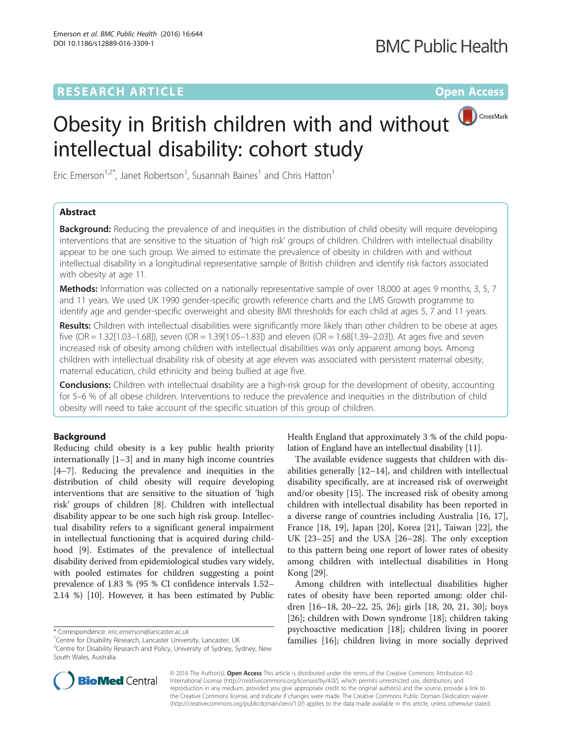RESEARCH ARTICLE

Open Access

# Obesity in British children with and without intellectual disability: cohort study

Eric Emerson[1,2*], Janet Robertson[1], Susannah Baines[1] and Chris Hatton[1]

## Abstract

**Background:** Reducing the prevalence of and inequities in the distribution of child obesity will require developing interventions that are sensitive to the situation of 'high risk' groups of children. Children with intellectual disability appear to be one such group. We aimed to estimate the prevalence of obesity in children with and without intellectual disability in a longitudinal representative sample of British children and identify risk factors associated with obesity at age 11.

**Methods:** Information was collected on a nationally representative sample of over 18,000 at ages 9 months, 3, 5, 7 and 11 years. We used UK 1990 gender-specific growth reference charts and the LMS Growth programme to identify age and gender-specific overweight and obesity BMI thresholds for each child at ages 5, 7 and 11 years.

**Results:** Children with intellectual disabilities were significantly more likely than other children to be obese at ages five (OR = 1.32[1.03–1.68]), seven (OR = 1.39[1.05–1.83]) and eleven (OR = 1.68[1.39–2.03]). At ages five and seven increased risk of obesity among children with intellectual disabilities was only apparent among boys. Among children with intellectual disability risk of obesity at age eleven was associated with persistent maternal obesity, maternal education, child ethnicity and being bullied at age five.

**Conclusions:** Children with intellectual disability are a high-risk group for the development of obesity, accounting for 5–6 % of all obese children. Interventions to reduce the prevalence and inequities in the distribution of child obesity will need to take account of the specific situation of this group of children.

## Background

Reducing child obesity is a key public health priority internationally [1–3] and in many high income countries [4–7]. Reducing the prevalence and inequities in the distribution of child obesity will require developing interventions that are sensitive to the situation of 'high risk' groups of children [8]. Children with intellectual disability appear to be one such high risk group. Intellectual disability refers to a significant general impairment in intellectual functioning that is acquired during childhood [9]. Estimates of the prevalence of intellectual disability derived from epidemiological studies vary widely, with pooled estimates for children suggesting a point prevalence of 1.83 % (95 % CI confidence intervals 1.52–2.14 %) [10]. However, it has been estimated by Public Health England that approximately 3 % of the child population of England have an intellectual disability [11].

The available evidence suggests that children with disabilities generally [12–14], and children with intellectual disability specifically, are at increased risk of overweight and/or obesity [15]. The increased risk of obesity among children with intellectual disability has been reported in a diverse range of countries including Australia [16, 17], France [18, 19], Japan [20], Korea [21], Taiwan [22], the UK [23–25] and the USA [26–28]. The only exception to this pattern being one report of lower rates of obesity among children with intellectual disabilities in Hong Kong [29].

Among children with intellectual disabilities higher rates of obesity have been reported among: older children [16–18, 20–22, 25, 26]; girls [18, 20, 21, 30]; boys [26]; children with Down syndrome [18]; children taking psychoactive medication [18]; children living in poorer families [16]; children living in more socially deprived

\* Correspondence: eric.emerson@lancaster.ac.uk
[1]Centre for Disability Research, Lancaster University, Lancaster, UK
[2]Centre for Disability Research and Policy, University of Sydney, Sydney, New South Wales, Australia

© 2016 The Author(s). **Open Access** This article is distributed under the terms of the Creative Commons Attribution 4.0 International License (http://creativecommons.org/licenses/by/4.0/), which permits unrestricted use, distribution, and reproduction in any medium, provided you give appropriate credit to the original author(s) and the source, provide a link to the Creative Commons license, and indicate if changes were made. The Creative Commons Public Domain Dedication waiver (http://creativecommons.org/publicdomain/zero/1.0/) applies to the data made available in this article, unless otherwise stated.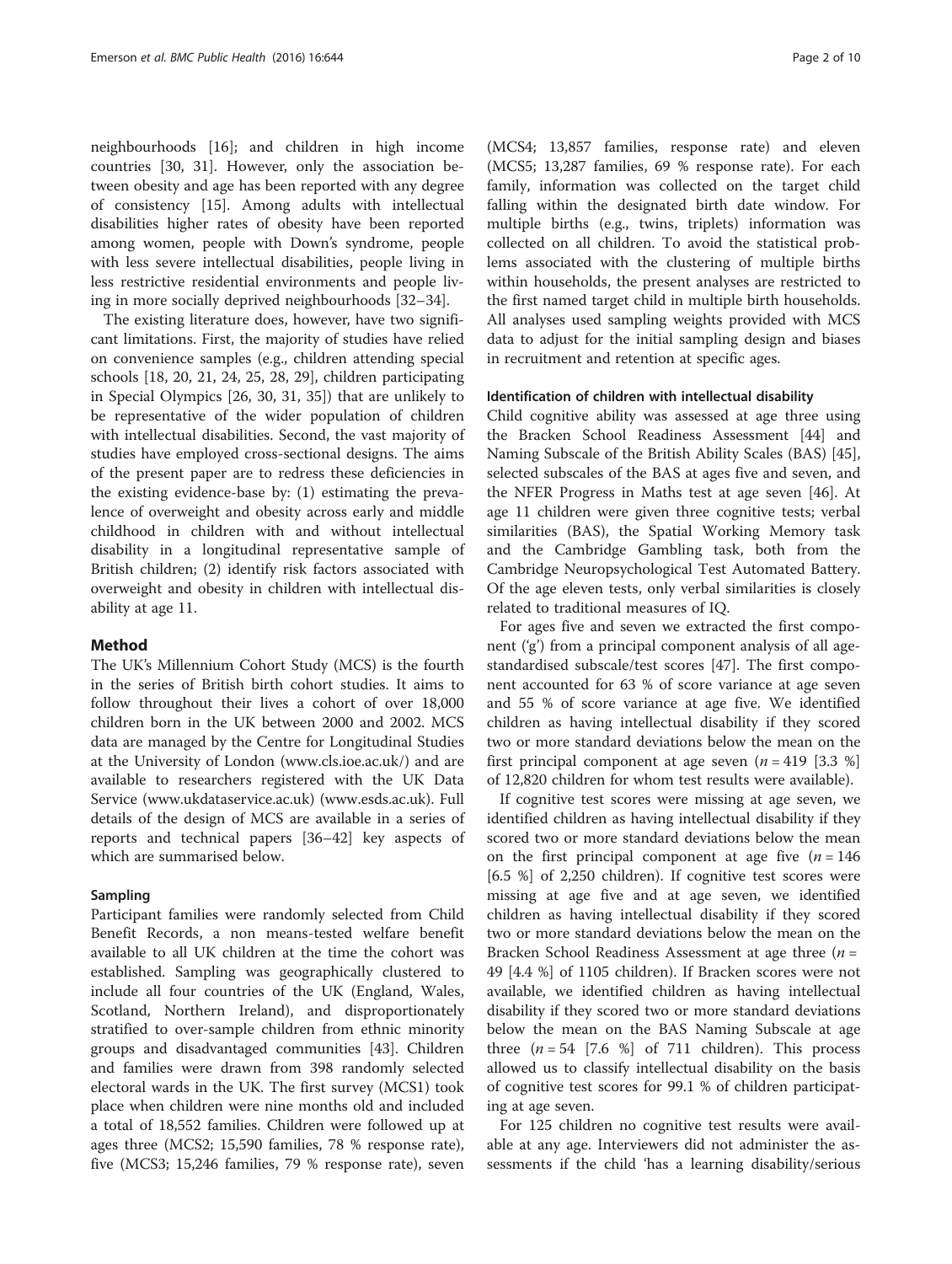neighbourhoods [16]; and children in high income countries [30, 31]. However, only the association between obesity and age has been reported with any degree of consistency [15]. Among adults with intellectual disabilities higher rates of obesity have been reported among women, people with Down's syndrome, people with less severe intellectual disabilities, people living in less restrictive residential environments and people living in more socially deprived neighbourhoods [32–34].

The existing literature does, however, have two significant limitations. First, the majority of studies have relied on convenience samples (e.g., children attending special schools [18, 20, 21, 24, 25, 28, 29], children participating in Special Olympics [26, 30, 31, 35]) that are unlikely to be representative of the wider population of children with intellectual disabilities. Second, the vast majority of studies have employed cross-sectional designs. The aims of the present paper are to redress these deficiencies in the existing evidence-base by: (1) estimating the prevalence of overweight and obesity across early and middle childhood in children with and without intellectual disability in a longitudinal representative sample of British children; (2) identify risk factors associated with overweight and obesity in children with intellectual disability at age 11.

## Method

The UK's Millennium Cohort Study (MCS) is the fourth in the series of British birth cohort studies. It aims to follow throughout their lives a cohort of over 18,000 children born in the UK between 2000 and 2002. MCS data are managed by the Centre for Longitudinal Studies at the University of London (www.cls.ioe.ac.uk/) and are available to researchers registered with the UK Data Service (www.ukdataservice.ac.uk) (www.esds.ac.uk). Full details of the design of MCS are available in a series of reports and technical papers [36–42] key aspects of which are summarised below.

### Sampling

Participant families were randomly selected from Child Benefit Records, a non means-tested welfare benefit available to all UK children at the time the cohort was established. Sampling was geographically clustered to include all four countries of the UK (England, Wales, Scotland, Northern Ireland), and disproportionately stratified to over-sample children from ethnic minority groups and disadvantaged communities [43]. Children and families were drawn from 398 randomly selected electoral wards in the UK. The first survey (MCS1) took place when children were nine months old and included a total of 18,552 families. Children were followed up at ages three (MCS2; 15,590 families, 78 % response rate), five (MCS3; 15,246 families, 79 % response rate), seven (MCS4; 13,857 families, response rate) and eleven (MCS5; 13,287 families, 69 % response rate). For each family, information was collected on the target child falling within the designated birth date window. For multiple births (e.g., twins, triplets) information was collected on all children. To avoid the statistical problems associated with the clustering of multiple births within households, the present analyses are restricted to the first named target child in multiple birth households. All analyses used sampling weights provided with MCS data to adjust for the initial sampling design and biases in recruitment and retention at specific ages.

### Identification of children with intellectual disability

Child cognitive ability was assessed at age three using the Bracken School Readiness Assessment [44] and Naming Subscale of the British Ability Scales (BAS) [45], selected subscales of the BAS at ages five and seven, and the NFER Progress in Maths test at age seven [46]. At age 11 children were given three cognitive tests; verbal similarities (BAS), the Spatial Working Memory task and the Cambridge Gambling task, both from the Cambridge Neuropsychological Test Automated Battery. Of the age eleven tests, only verbal similarities is closely related to traditional measures of IQ.

For ages five and seven we extracted the first component ('g') from a principal component analysis of all age-standardised subscale/test scores [47]. The first component accounted for 63 % of score variance at age seven and 55 % of score variance at age five. We identified children as having intellectual disability if they scored two or more standard deviations below the mean on the first principal component at age seven ($n = 419$ [3.3 %] of 12,820 children for whom test results were available).

If cognitive test scores were missing at age seven, we identified children as having intellectual disability if they scored two or more standard deviations below the mean on the first principal component at age five ($n = 146$ [6.5 %] of 2,250 children). If cognitive test scores were missing at age five and at age seven, we identified children as having intellectual disability if they scored two or more standard deviations below the mean on the Bracken School Readiness Assessment at age three ($n = 49$ [4.4 %] of 1105 children). If Bracken scores were not available, we identified children as having intellectual disability if they scored two or more standard deviations below the mean on the BAS Naming Subscale at age three ($n = 54$ [7.6 %] of 711 children). This process allowed us to classify intellectual disability on the basis of cognitive test scores for 99.1 % of children participating at age seven.

For 125 children no cognitive test results were available at any age. Interviewers did not administer the assessments if the child 'has a learning disability/serious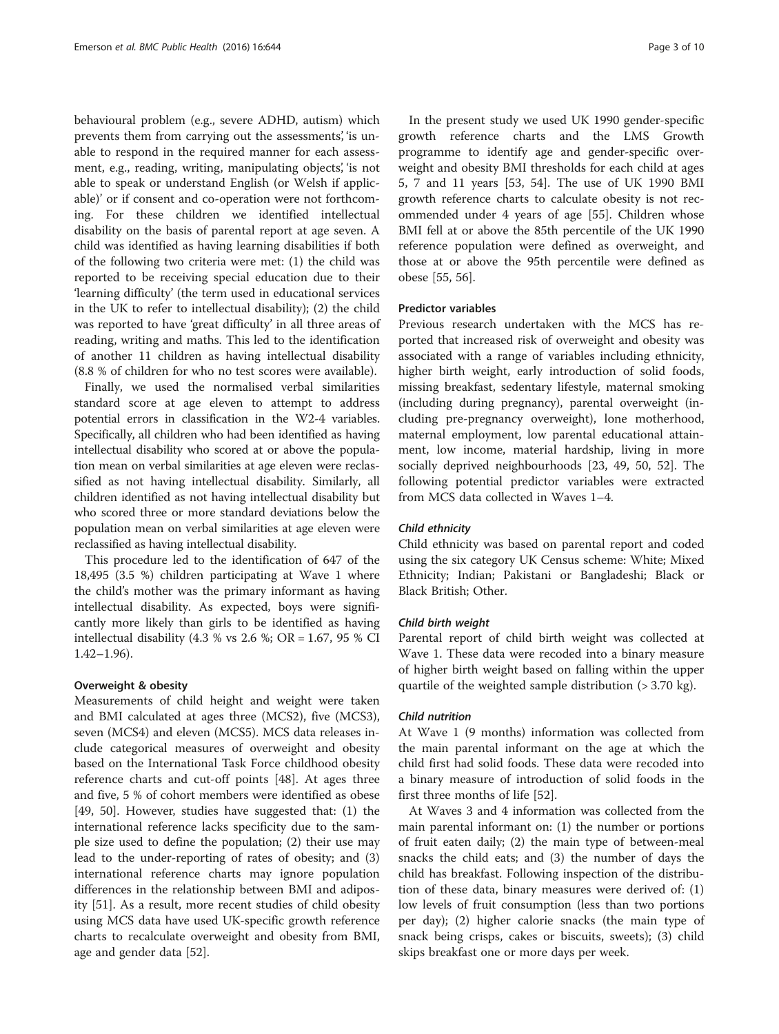behavioural problem (e.g., severe ADHD, autism) which prevents them from carrying out the assessments', 'is unable to respond in the required manner for each assessment, e.g., reading, writing, manipulating objects', 'is not able to speak or understand English (or Welsh if applicable)' or if consent and co-operation were not forthcoming. For these children we identified intellectual disability on the basis of parental report at age seven. A child was identified as having learning disabilities if both of the following two criteria were met: (1) the child was reported to be receiving special education due to their 'learning difficulty' (the term used in educational services in the UK to refer to intellectual disability); (2) the child was reported to have 'great difficulty' in all three areas of reading, writing and maths. This led to the identification of another 11 children as having intellectual disability (8.8 % of children for who no test scores were available).

Finally, we used the normalised verbal similarities standard score at age eleven to attempt to address potential errors in classification in the W2-4 variables. Specifically, all children who had been identified as having intellectual disability who scored at or above the population mean on verbal similarities at age eleven were reclassified as not having intellectual disability. Similarly, all children identified as not having intellectual disability but who scored three or more standard deviations below the population mean on verbal similarities at age eleven were reclassified as having intellectual disability.

This procedure led to the identification of 647 of the 18,495 (3.5 %) children participating at Wave 1 where the child's mother was the primary informant as having intellectual disability. As expected, boys were significantly more likely than girls to be identified as having intellectual disability (4.3 % vs 2.6 %; OR = 1.67, 95 % CI 1.42–1.96).

#### Overweight & obesity

Measurements of child height and weight were taken and BMI calculated at ages three (MCS2), five (MCS3), seven (MCS4) and eleven (MCS5). MCS data releases include categorical measures of overweight and obesity based on the International Task Force childhood obesity reference charts and cut-off points [48]. At ages three and five, 5 % of cohort members were identified as obese [49, 50]. However, studies have suggested that: (1) the international reference lacks specificity due to the sample size used to define the population; (2) their use may lead to the under-reporting of rates of obesity; and (3) international reference charts may ignore population differences in the relationship between BMI and adiposity [51]. As a result, more recent studies of child obesity using MCS data have used UK-specific growth reference charts to recalculate overweight and obesity from BMI, age and gender data [52].

In the present study we used UK 1990 gender-specific growth reference charts and the LMS Growth programme to identify age and gender-specific overweight and obesity BMI thresholds for each child at ages 5, 7 and 11 years [53, 54]. The use of UK 1990 BMI growth reference charts to calculate obesity is not recommended under 4 years of age [55]. Children whose BMI fell at or above the 85th percentile of the UK 1990 reference population were defined as overweight, and those at or above the 95th percentile were defined as obese [55, 56].

#### Predictor variables

Previous research undertaken with the MCS has reported that increased risk of overweight and obesity was associated with a range of variables including ethnicity, higher birth weight, early introduction of solid foods, missing breakfast, sedentary lifestyle, maternal smoking (including during pregnancy), parental overweight (including pre-pregnancy overweight), lone motherhood, maternal employment, low parental educational attainment, low income, material hardship, living in more socially deprived neighbourhoods [23, 49, 50, 52]. The following potential predictor variables were extracted from MCS data collected in Waves 1–4.

##### *Child ethnicity*

Child ethnicity was based on parental report and coded using the six category UK Census scheme: White; Mixed Ethnicity; Indian; Pakistani or Bangladeshi; Black or Black British; Other.

##### *Child birth weight*

Parental report of child birth weight was collected at Wave 1. These data were recoded into a binary measure of higher birth weight based on falling within the upper quartile of the weighted sample distribution (> 3.70 kg).

##### *Child nutrition*

At Wave 1 (9 months) information was collected from the main parental informant on the age at which the child first had solid foods. These data were recoded into a binary measure of introduction of solid foods in the first three months of life [52].

At Waves 3 and 4 information was collected from the main parental informant on: (1) the number or portions of fruit eaten daily; (2) the main type of between-meal snacks the child eats; and (3) the number of days the child has breakfast. Following inspection of the distribution of these data, binary measures were derived of: (1) low levels of fruit consumption (less than two portions per day); (2) higher calorie snacks (the main type of snack being crisps, cakes or biscuits, sweets); (3) child skips breakfast one or more days per week.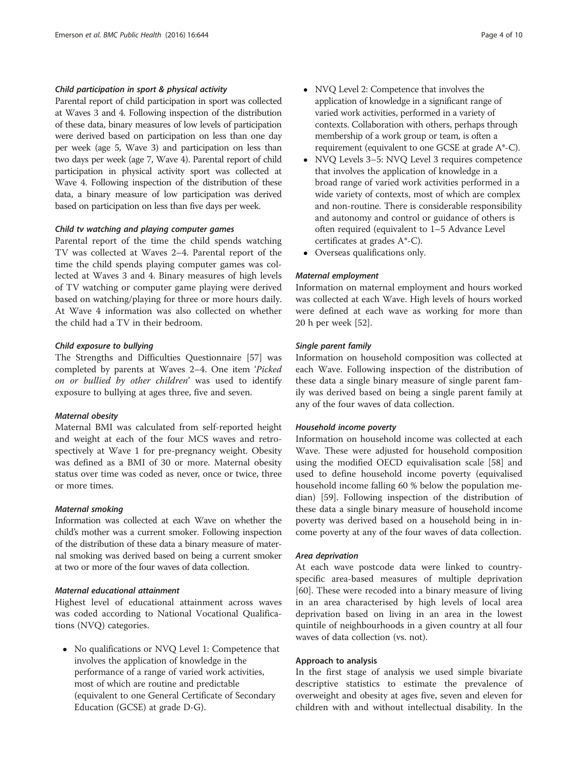#### *Child participation in sport & physical activity*

Parental report of child participation in sport was collected at Waves 3 and 4. Following inspection of the distribution of these data, binary measures of low levels of participation were derived based on participation on less than one day per week (age 5, Wave 3) and participation on less than two days per week (age 7, Wave 4). Parental report of child participation in physical activity sport was collected at Wave 4. Following inspection of the distribution of these data, a binary measure of low participation was derived based on participation on less than five days per week.

#### *Child tv watching and playing computer games*

Parental report of the time the child spends watching TV was collected at Waves 2–4. Parental report of the time the child spends playing computer games was collected at Waves 3 and 4. Binary measures of high levels of TV watching or computer game playing were derived based on watching/playing for three or more hours daily. At Wave 4 information was also collected on whether the child had a TV in their bedroom.

#### *Child exposure to bullying*

The Strengths and Difficulties Questionnaire [57] was completed by parents at Waves 2–4. One item '*Picked on or bullied by other children*' was used to identify exposure to bullying at ages three, five and seven.

#### *Maternal obesity*

Maternal BMI was calculated from self-reported height and weight at each of the four MCS waves and retrospectively at Wave 1 for pre-pregnancy weight. Obesity was defined as a BMI of 30 or more. Maternal obesity status over time was coded as never, once or twice, three or more times.

#### *Maternal smoking*

Information was collected at each Wave on whether the child's mother was a current smoker. Following inspection of the distribution of these data a binary measure of maternal smoking was derived based on being a current smoker at two or more of the four waves of data collection.

#### *Maternal educational attainment*

Highest level of educational attainment across waves was coded according to National Vocational Qualifications (NVQ) categories.

- No qualifications or NVQ Level 1: Competence that involves the application of knowledge in the performance of a range of varied work activities, most of which are routine and predictable (equivalent to one General Certificate of Secondary Education (GCSE) at grade D-G).
- NVQ Level 2: Competence that involves the application of knowledge in a significant range of varied work activities, performed in a variety of contexts. Collaboration with others, perhaps through membership of a work group or team, is often a requirement (equivalent to one GCSE at grade A*-C).
- NVQ Levels 3–5: NVQ Level 3 requires competence that involves the application of knowledge in a broad range of varied work activities performed in a wide variety of contexts, most of which are complex and non-routine. There is considerable responsibility and autonomy and control or guidance of others is often required (equivalent to 1–5 Advance Level certificates at grades A*-C).
- Overseas qualifications only.

#### *Maternal employment*

Information on maternal employment and hours worked was collected at each Wave. High levels of hours worked were defined at each wave as working for more than 20 h per week [52].

#### *Single parent family*

Information on household composition was collected at each Wave. Following inspection of the distribution of these data a single binary measure of single parent family was derived based on being a single parent family at any of the four waves of data collection.

#### *Household income poverty*

Information on household income was collected at each Wave. These were adjusted for household composition using the modified OECD equivalisation scale [58] and used to define household income poverty (equivalised household income falling 60 % below the population median) [59]. Following inspection of the distribution of these data a single binary measure of household income poverty was derived based on a household being in income poverty at any of the four waves of data collection.

#### *Area deprivation*

At each wave postcode data were linked to country-specific area-based measures of multiple deprivation [60]. These were recoded into a binary measure of living in an area characterised by high levels of local area deprivation based on living in an area in the lowest quintile of neighbourhoods in a given country at all four waves of data collection (vs. not).

### Approach to analysis

In the first stage of analysis we used simple bivariate descriptive statistics to estimate the prevalence of overweight and obesity at ages five, seven and eleven for children with and without intellectual disability. In the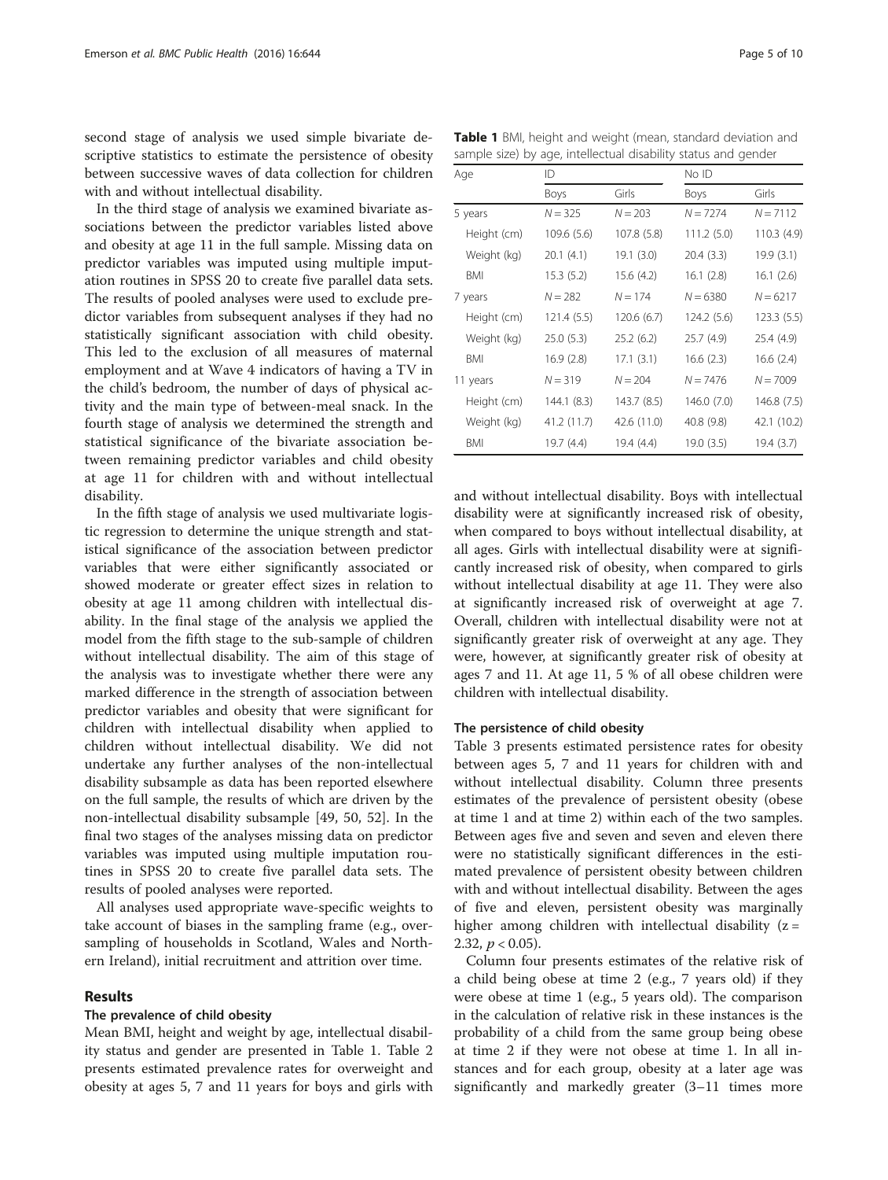second stage of analysis we used simple bivariate descriptive statistics to estimate the persistence of obesity between successive waves of data collection for children with and without intellectual disability.

In the third stage of analysis we examined bivariate associations between the predictor variables listed above and obesity at age 11 in the full sample. Missing data on predictor variables was imputed using multiple imputation routines in SPSS 20 to create five parallel data sets. The results of pooled analyses were used to exclude predictor variables from subsequent analyses if they had no statistically significant association with child obesity. This led to the exclusion of all measures of maternal employment and at Wave 4 indicators of having a TV in the child's bedroom, the number of days of physical activity and the main type of between-meal snack. In the fourth stage of analysis we determined the strength and statistical significance of the bivariate association between remaining predictor variables and child obesity at age 11 for children with and without intellectual disability.

In the fifth stage of analysis we used multivariate logistic regression to determine the unique strength and statistical significance of the association between predictor variables that were either significantly associated or showed moderate or greater effect sizes in relation to obesity at age 11 among children with intellectual disability. In the final stage of the analysis we applied the model from the fifth stage to the sub-sample of children without intellectual disability. The aim of this stage of the analysis was to investigate whether there were any marked difference in the strength of association between predictor variables and obesity that were significant for children with intellectual disability when applied to children without intellectual disability. We did not undertake any further analyses of the non-intellectual disability subsample as data has been reported elsewhere on the full sample, the results of which are driven by the non-intellectual disability subsample [49, 50, 52]. In the final two stages of the analyses missing data on predictor variables was imputed using multiple imputation routines in SPSS 20 to create five parallel data sets. The results of pooled analyses were reported.

All analyses used appropriate wave-specific weights to take account of biases in the sampling frame (e.g., oversampling of households in Scotland, Wales and Northern Ireland), initial recruitment and attrition over time.

**Table 1** BMI, height and weight (mean, standard deviation and sample size) by age, intellectual disability status and gender

| Age | ID | | No ID | |
|---|---|---|---|---|
| | Boys | Girls | Boys | Girls |
| 5 years | $N = 325$ | $N = 203$ | $N = 7274$ | $N = 7112$ |
| Height (cm) | 109.6 (5.6) | 107.8 (5.8) | 111.2 (5.0) | 110.3 (4.9) |
| Weight (kg) | 20.1 (4.1) | 19.1 (3.0) | 20.4 (3.3) | 19.9 (3.1) |
| BMI | 15.3 (5.2) | 15.6 (4.2) | 16.1 (2.8) | 16.1 (2.6) |
| 7 years | $N = 282$ | $N = 174$ | $N = 6380$ | $N = 6217$ |
| Height (cm) | 121.4 (5.5) | 120.6 (6.7) | 124.2 (5.6) | 123.3 (5.5) |
| Weight (kg) | 25.0 (5.3) | 25.2 (6.2) | 25.7 (4.9) | 25.4 (4.9) |
| BMI | 16.9 (2.8) | 17.1 (3.1) | 16.6 (2.3) | 16.6 (2.4) |
| 11 years | $N = 319$ | $N = 204$ | $N = 7476$ | $N = 7009$ |
| Height (cm) | 144.1 (8.3) | 143.7 (8.5) | 146.0 (7.0) | 146.8 (7.5) |
| Weight (kg) | 41.2 (11.7) | 42.6 (11.0) | 40.8 (9.8) | 42.1 (10.2) |
| BMI | 19.7 (4.4) | 19.4 (4.4) | 19.0 (3.5) | 19.4 (3.7) |

## Results

### The prevalence of child obesity

Mean BMI, height and weight by age, intellectual disability status and gender are presented in Table 1. Table 2 presents estimated prevalence rates for overweight and obesity at ages 5, 7 and 11 years for boys and girls with and without intellectual disability. Boys with intellectual disability were at significantly increased risk of obesity, when compared to boys without intellectual disability, at all ages. Girls with intellectual disability were at significantly increased risk of obesity, when compared to girls without intellectual disability at age 11. They were also at significantly increased risk of overweight at age 7. Overall, children with intellectual disability were not at significantly greater risk of overweight at any age. They were, however, at significantly greater risk of obesity at ages 7 and 11. At age 11, 5 % of all obese children were children with intellectual disability.

### The persistence of child obesity

Table 3 presents estimated persistence rates for obesity between ages 5, 7 and 11 years for children with and without intellectual disability. Column three presents estimates of the prevalence of persistent obesity (obese at time 1 and at time 2) within each of the two samples. Between ages five and seven and seven and eleven there were no statistically significant differences in the estimated prevalence of persistent obesity between children with and without intellectual disability. Between the ages of five and eleven, persistent obesity was marginally higher among children with intellectual disability ($z = 2.32$, $p < 0.05$).

Column four presents estimates of the relative risk of a child being obese at time 2 (e.g., 7 years old) if they were obese at time 1 (e.g., 5 years old). The comparison in the calculation of relative risk in these instances is the probability of a child from the same group being obese at time 2 if they were not obese at time 1. In all instances and for each group, obesity at a later age was significantly and markedly greater (3–11 times more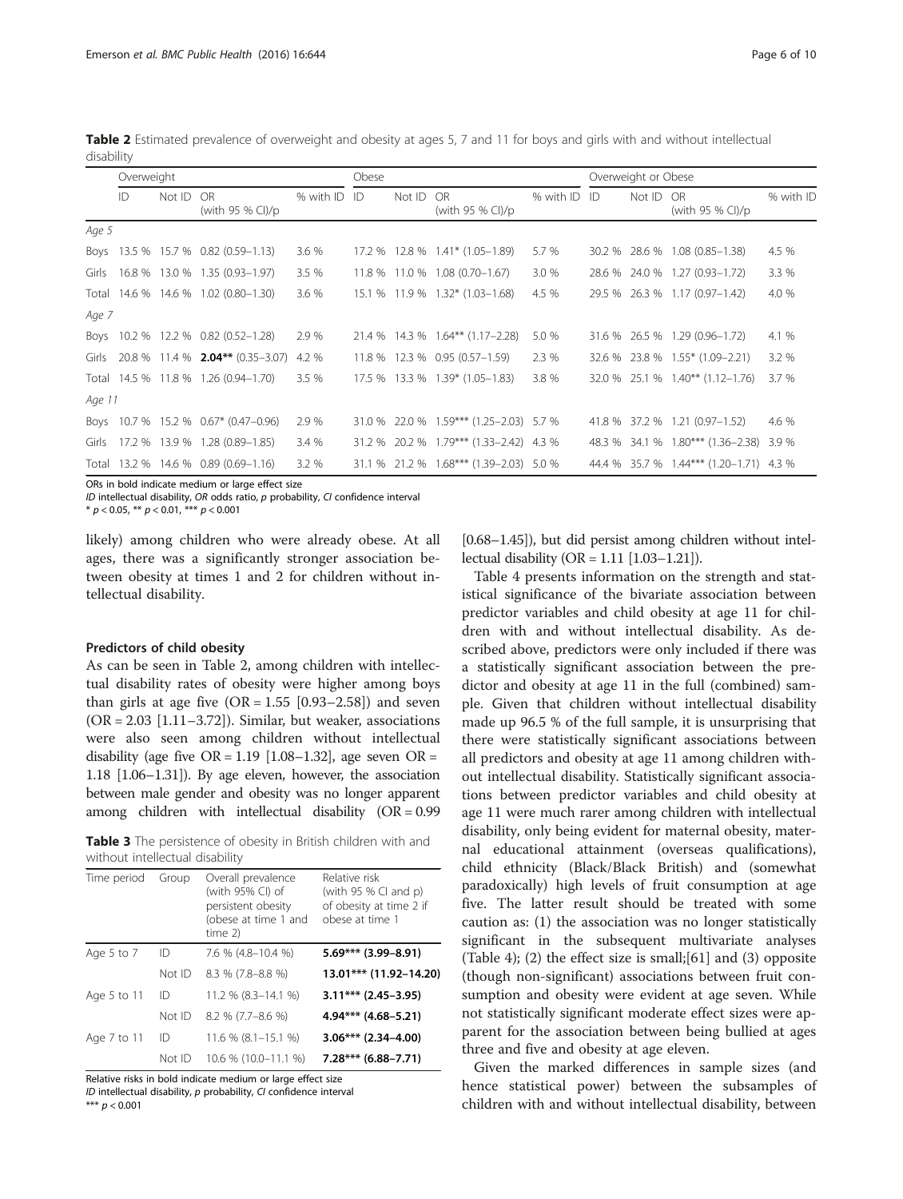**Table 2** Estimated prevalence of overweight and obesity at ages 5, 7 and 11 for boys and girls with and without intellectual disability

| | Overweight | | | | Obese | | | | Overweight or Obese | | | |
|---|---|---|---|---|---|---|---|---|---|---|---|---|
| | ID | Not ID | OR (with 95 % CI)/p | % with ID | ID | Not ID | OR (with 95 % CI)/p | % with ID | ID | Not ID | OR (with 95 % CI)/p | % with ID |
| *Age 5* | | | | | | | | | | | | |
| Boys | 13.5 % | 15.7 % | 0.82 (0.59–1.13) | 3.6 % | 17.2 % | 12.8 % | 1.41* (1.05–1.89) | 5.7 % | 30.2 % | 28.6 % | 1.08 (0.85–1.38) | 4.5 % |
| Girls | 16.8 % | 13.0 % | 1.35 (0.93–1.97) | 3.5 % | 11.8 % | 11.0 % | 1.08 (0.70–1.67) | 3.0 % | 28.6 % | 24.0 % | 1.27 (0.93–1.72) | 3.3 % |
| Total | 14.6 % | 14.6 % | 1.02 (0.80–1.30) | 3.6 % | 15.1 % | 11.9 % | 1.32* (1.03–1.68) | 4.5 % | 29.5 % | 26.3 % | 1.17 (0.97–1.42) | 4.0 % |
| *Age 7* | | | | | | | | | | | | |
| Boys | 10.2 % | 12.2 % | 0.82 (0.52–1.28) | 2.9 % | 21.4 % | 14.3 % | 1.64** (1.17–2.28) | 5.0 % | 31.6 % | 26.5 % | 1.29 (0.96–1.72) | 4.1 % |
| Girls | 20.8 % | 11.4 % | **2.04**** (0.35–3.07) | 4.2 % | 11.8 % | 12.3 % | 0.95 (0.57–1.59) | 2.3 % | 32.6 % | 23.8 % | 1.55* (1.09–2.21) | 3.2 % |
| Total | 14.5 % | 11.8 % | 1.26 (0.94–1.70) | 3.5 % | 17.5 % | 13.3 % | 1.39* (1.05–1.83) | 3.8 % | 32.0 % | 25.1 % | 1.40** (1.12–1.76) | 3.7 % |
| *Age 11* | | | | | | | | | | | | |
| Boys | 10.7 % | 15.2 % | 0.67* (0.47–0.96) | 2.9 % | 31.0 % | 22.0 % | 1.59*** (1.25–2.03) | 5.7 % | 41.8 % | 37.2 % | 1.21 (0.97–1.52) | 4.6 % |
| Girls | 17.2 % | 13.9 % | 1.28 (0.89–1.85) | 3.4 % | 31.2 % | 20.2 % | 1.79*** (1.33–2.42) | 4.3 % | 48.3 % | 34.1 % | 1.80*** (1.36–2.38) | 3.9 % |
| Total | 13.2 % | 14.6 % | 0.89 (0.69–1.16) | 3.2 % | 31.1 % | 21.2 % | 1.68*** (1.39–2.03) | 5.0 % | 44.4 % | 35.7 % | 1.44*** (1.20–1.71) | 4.3 % |

ORs in bold indicate medium or large effect size
*ID* intellectual disability, *OR* odds ratio, *p* probability, *CI* confidence interval
* $p < 0.05$, ** $p < 0.01$, *** $p < 0.001$

likely) among children who were already obese. At all ages, there was a significantly stronger association between obesity at times 1 and 2 for children without intellectual disability.

### Predictors of child obesity

As can be seen in Table 2, among children with intellectual disability rates of obesity were higher among boys than girls at age five (OR = 1.55 [0.93–2.58]) and seven (OR = 2.03 [1.11–3.72]). Similar, but weaker, associations were also seen among children without intellectual disability (age five OR = 1.19 [1.08–1.32], age seven OR = 1.18 [1.06–1.31]). By age eleven, however, the association between male gender and obesity was no longer apparent among children with intellectual disability (OR = 0.99 [0.68–1.45]), but did persist among children without intellectual disability (OR = 1.11 [1.03–1.21]).

**Table 3** The persistence of obesity in British children with and without intellectual disability

| Time period | Group | Overall prevalence (with 95% CI) of persistent obesity (obese at time 1 and time 2) | Relative risk (with 95 % CI and p) of obesity at time 2 if obese at time 1 |
|---|---|---|---|
| Age 5 to 7 | ID | 7.6 % (4.8–10.4 %) | **5.69*** (3.99–8.91)** |
| | Not ID | 8.3 % (7.8–8.8 %) | **13.01*** (11.92–14.20)** |
| Age 5 to 11 | ID | 11.2 % (8.3–14.1 %) | **3.11*** (2.45–3.95)** |
| | Not ID | 8.2 % (7.7–8.6 %) | **4.94*** (4.68–5.21)** |
| Age 7 to 11 | ID | 11.6 % (8.1–15.1 %) | **3.06*** (2.34–4.00)** |
| | Not ID | 10.6 % (10.0–11.1 %) | **7.28*** (6.88–7.71)** |

Relative risks in bold indicate medium or large effect size
*ID* intellectual disability, *p* probability, *CI* confidence interval
*** $p < 0.001$

Table 4 presents information on the strength and statistical significance of the bivariate association between predictor variables and child obesity at age 11 for children with and without intellectual disability. As described above, predictors were only included if there was a statistically significant association between the predictor and obesity at age 11 in the full (combined) sample. Given that children without intellectual disability made up 96.5 % of the full sample, it is unsurprising that there were statistically significant associations between all predictors and obesity at age 11 among children without intellectual disability. Statistically significant associations between predictor variables and child obesity at age 11 were much rarer among children with intellectual disability, only being evident for maternal obesity, maternal educational attainment (overseas qualifications), child ethnicity (Black/Black British) and (somewhat paradoxically) high levels of fruit consumption at age five. The latter result should be treated with some caution as: (1) the association was no longer statistically significant in the subsequent multivariate analyses (Table 4); (2) the effect size is small;[61] and (3) opposite (though non-significant) associations between fruit consumption and obesity were evident at age seven. While not statistically significant moderate effect sizes were apparent for the association between being bullied at ages three and five and obesity at age eleven.

Given the marked differences in sample sizes (and hence statistical power) between the subsamples of children with and without intellectual disability, between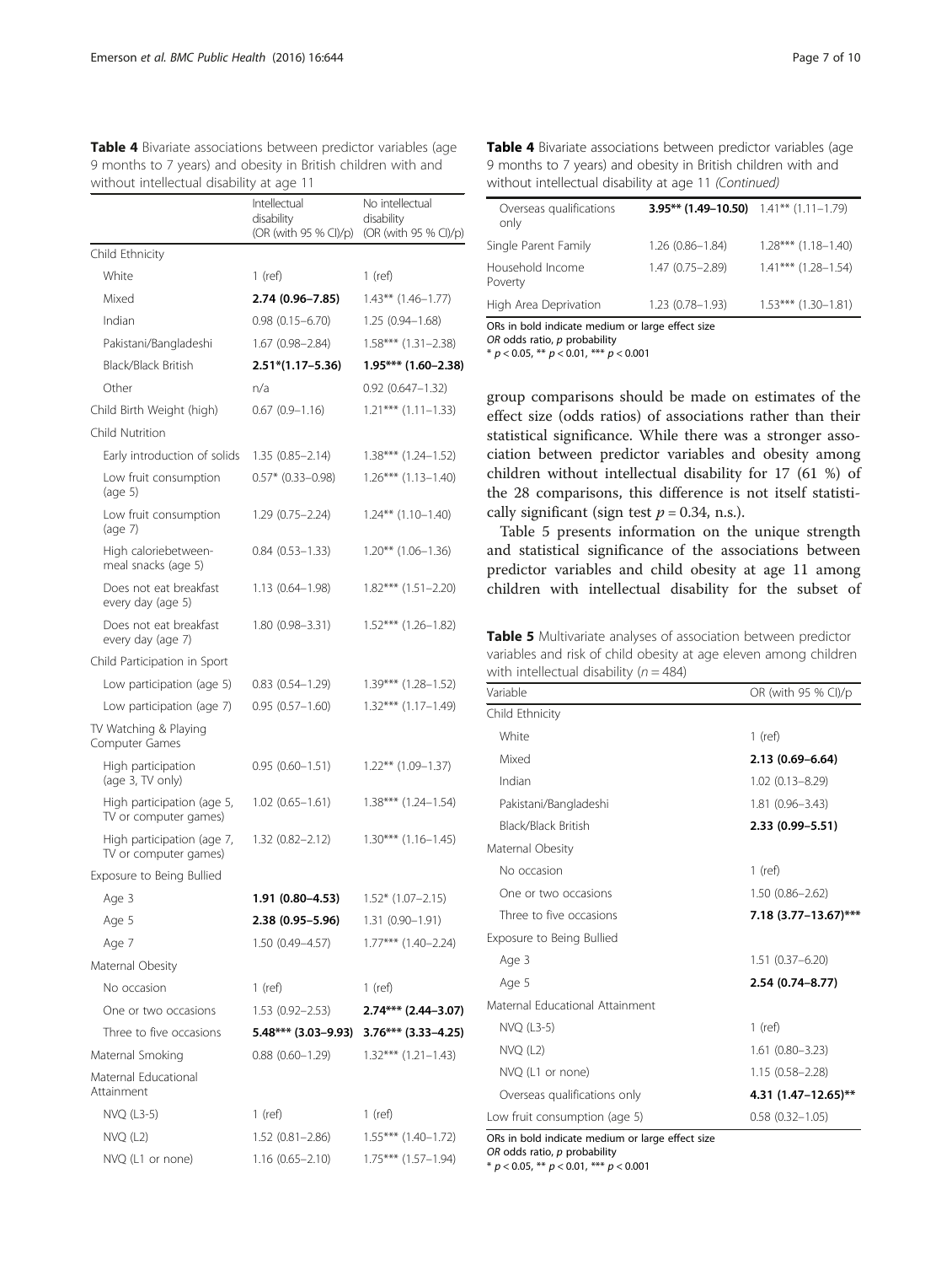**Table 4** Bivariate associations between predictor variables (age 9 months to 7 years) and obesity in British children with and without intellectual disability at age 11

| | Intellectual disability (OR (with 95 % CI)/p) | No intellectual disability (OR (with 95 % CI)/p) |
|---|---|---|
| Child Ethnicity | | |
| White | 1 (ref) | 1 (ref) |
| Mixed | **2.74 (0.96–7.85)** | 1.43** (1.46–1.77) |
| Indian | 0.98 (0.15–6.70) | 1.25 (0.94–1.68) |
| Pakistani/Bangladeshi | 1.67 (0.98–2.84) | 1.58*** (1.31–2.38) |
| Black/Black British | **2.51*(1.17–5.36)** | **1.95*** (1.60–2.38)** |
| Other | n/a | 0.92 (0.647–1.32) |
| Child Birth Weight (high) | 0.67 (0.9–1.16) | 1.21*** (1.11–1.33) |
| Child Nutrition | | |
| Early introduction of solids | 1.35 (0.85–2.14) | 1.38*** (1.24–1.52) |
| Low fruit consumption (age 5) | 0.57* (0.33–0.98) | 1.26*** (1.13–1.40) |
| Low fruit consumption (age 7) | 1.29 (0.75–2.24) | 1.24** (1.10–1.40) |
| High caloriebetween-meal snacks (age 5) | 0.84 (0.53–1.33) | 1.20** (1.06–1.36) |
| Does not eat breakfast every day (age 5) | 1.13 (0.64–1.98) | 1.82*** (1.51–2.20) |
| Does not eat breakfast every day (age 7) | 1.80 (0.98–3.31) | 1.52*** (1.26–1.82) |
| Child Participation in Sport | | |
| Low participation (age 5) | 0.83 (0.54–1.29) | 1.39*** (1.28–1.52) |
| Low participation (age 7) | 0.95 (0.57–1.60) | 1.32*** (1.17–1.49) |
| TV Watching & Playing Computer Games | | |
| High participation (age 3, TV only) | 0.95 (0.60–1.51) | 1.22** (1.09–1.37) |
| High participation (age 5, TV or computer games) | 1.02 (0.65–1.61) | 1.38*** (1.24–1.54) |
| High participation (age 7, TV or computer games) | 1.32 (0.82–2.12) | 1.30*** (1.16–1.45) |
| Exposure to Being Bullied | | |
| Age 3 | **1.91 (0.80–4.53)** | 1.52* (1.07–2.15) |
| Age 5 | **2.38 (0.95–5.96)** | 1.31 (0.90–1.91) |
| Age 7 | 1.50 (0.49–4.57) | 1.77*** (1.40–2.24) |
| Maternal Obesity | | |
| No occasion | 1 (ref) | 1 (ref) |
| One or two occasions | 1.53 (0.92–2.53) | **2.74*** (2.44–3.07)** |
| Three to five occasions | **5.48*** (3.03–9.93)** | **3.76*** (3.33–4.25)** |
| Maternal Smoking | 0.88 (0.60–1.29) | 1.32*** (1.21–1.43) |
| Maternal Educational Attainment | | |
| NVQ (L3-5) | 1 (ref) | 1 (ref) |
| NVQ (L2) | 1.52 (0.81–2.86) | 1.55*** (1.40–1.72) |
| NVQ (L1 or none) | 1.16 (0.65–2.10) | 1.75*** (1.57–1.94) |
| Overseas qualifications only | **3.95** (1.49–10.50)** | 1.41** (1.11–1.79) |
| Single Parent Family | 1.26 (0.86–1.84) | 1.28*** (1.18–1.40) |
| Household Income Poverty | 1.47 (0.75–2.89) | 1.41*** (1.28–1.54) |
| High Area Deprivation | 1.23 (0.78–1.93) | 1.53*** (1.30–1.81) |

ORs in bold indicate medium or large effect size
*OR* odds ratio, *p* probability
* $p < 0.05$, ** $p < 0.01$, *** $p < 0.001$

group comparisons should be made on estimates of the effect size (odds ratios) of associations rather than their statistical significance. While there was a stronger association between predictor variables and obesity among children without intellectual disability for 17 (61 %) of the 28 comparisons, this difference is not itself statistically significant (sign test $p = 0.34$, n.s.).

Table 5 presents information on the unique strength and statistical significance of the associations between predictor variables and child obesity at age 11 among children with intellectual disability for the subset of

**Table 5** Multivariate analyses of association between predictor variables and risk of child obesity at age eleven among children with intellectual disability ($n = 484$)

| Variable | OR (with 95 % CI)/p |
|---|---|
| Child Ethnicity | |
| White | 1 (ref) |
| Mixed | **2.13 (0.69–6.64)** |
| Indian | 1.02 (0.13–8.29) |
| Pakistani/Bangladeshi | 1.81 (0.96–3.43) |
| Black/Black British | **2.33 (0.99–5.51)** |
| Maternal Obesity | |
| No occasion | 1 (ref) |
| One or two occasions | 1.50 (0.86–2.62) |
| Three to five occasions | **7.18 (3.77–13.67)*** ** |
| Exposure to Being Bullied | |
| Age 3 | 1.51 (0.37–6.20) |
| Age 5 | **2.54 (0.74–8.77)** |
| Maternal Educational Attainment | |
| NVQ (L3-5) | 1 (ref) |
| NVQ (L2) | 1.61 (0.80–3.23) |
| NVQ (L1 or none) | 1.15 (0.58–2.28) |
| Overseas qualifications only | **4.31 (1.47–12.65)** ** |
| Low fruit consumption (age 5) | 0.58 (0.32–1.05) |

ORs in bold indicate medium or large effect size
*OR* odds ratio, *p* probability
* $p < 0.05$, ** $p < 0.01$, *** $p < 0.001$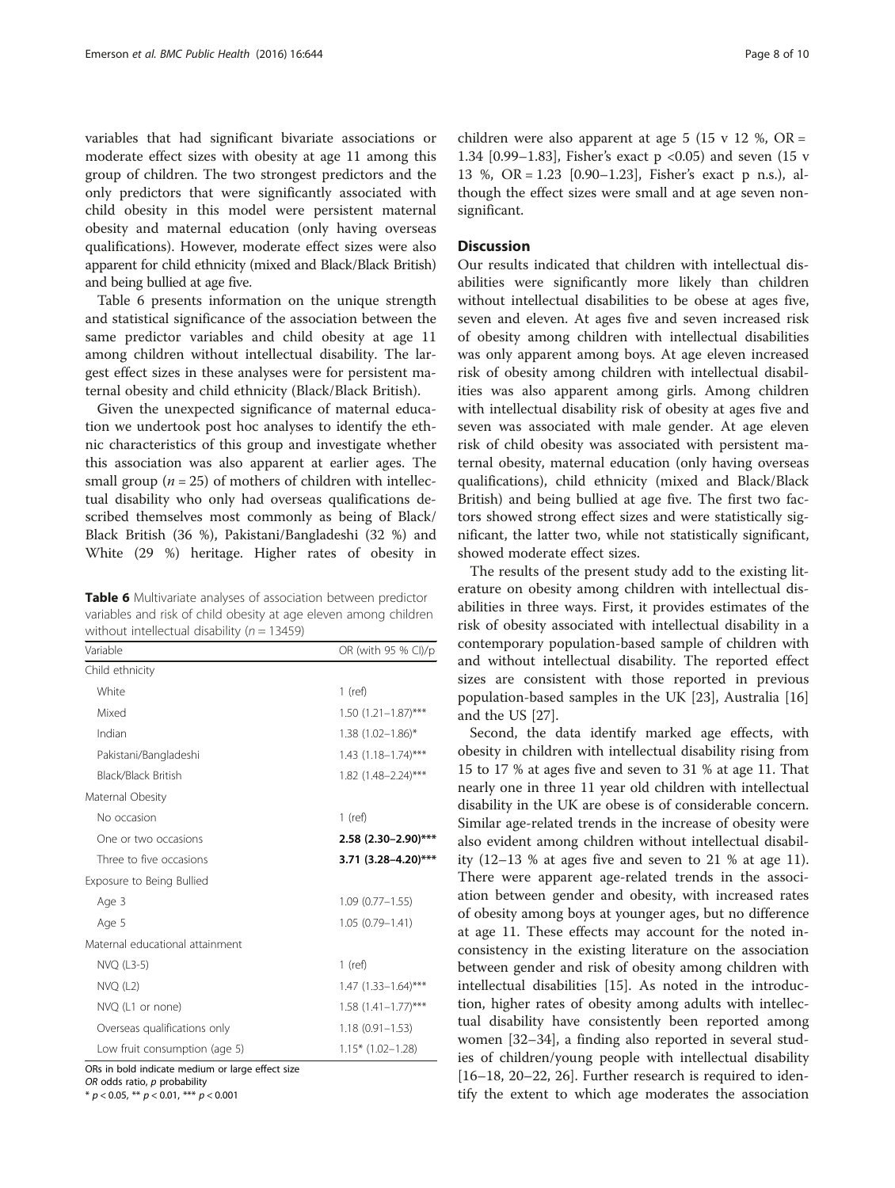variables that had significant bivariate associations or moderate effect sizes with obesity at age 11 among this group of children. The two strongest predictors and the only predictors that were significantly associated with child obesity in this model were persistent maternal obesity and maternal education (only having overseas qualifications). However, moderate effect sizes were also apparent for child ethnicity (mixed and Black/Black British) and being bullied at age five.

Table 6 presents information on the unique strength and statistical significance of the association between the same predictor variables and child obesity at age 11 among children without intellectual disability. The largest effect sizes in these analyses were for persistent maternal obesity and child ethnicity (Black/Black British).

Given the unexpected significance of maternal education we undertook post hoc analyses to identify the ethnic characteristics of this group and investigate whether this association was also apparent at earlier ages. The small group ($n = 25$) of mothers of children with intellectual disability who only had overseas qualifications described themselves most commonly as being of Black/Black British (36 %), Pakistani/Bangladeshi (32 %) and White (29 %) heritage. Higher rates of obesity in children were also apparent at age 5 (15 v 12 %, OR = 1.34 [0.99–1.83], Fisher's exact $p < 0.05$) and seven (15 v 13 %, OR = 1.23 [0.90–1.23], Fisher's exact p n.s.), although the effect sizes were small and at age seven non-significant.

**Table 6** Multivariate analyses of association between predictor variables and risk of child obesity at age eleven among children without intellectual disability ($n = 13459$)

| Variable | OR (with 95 % CI)/p |
|---|---|
| Child ethnicity | |
| White | 1 (ref) |
| Mixed | 1.50 (1.21–1.87)*** |
| Indian | 1.38 (1.02–1.86)* |
| Pakistani/Bangladeshi | 1.43 (1.18–1.74)*** |
| Black/Black British | 1.82 (1.48–2.24)*** |
| Maternal Obesity | |
| No occasion | 1 (ref) |
| One or two occasions | **2.58 (2.30–2.90)*** ** |
| Three to five occasions | **3.71 (3.28–4.20)*** ** |
| Exposure to Being Bullied | |
| Age 3 | 1.09 (0.77–1.55) |
| Age 5 | 1.05 (0.79–1.41) |
| Maternal educational attainment | |
| NVQ (L3-5) | 1 (ref) |
| NVQ (L2) | 1.47 (1.33–1.64)*** |
| NVQ (L1 or none) | 1.58 (1.41–1.77)*** |
| Overseas qualifications only | 1.18 (0.91–1.53) |
| Low fruit consumption (age 5) | 1.15* (1.02–1.28) |

ORs in bold indicate medium or large effect size
*OR* odds ratio, *p* probability
* $p < 0.05$, ** $p < 0.01$, *** $p < 0.001$

## Discussion

Our results indicated that children with intellectual disabilities were significantly more likely than children without intellectual disabilities to be obese at ages five, seven and eleven. At ages five and seven increased risk of obesity among children with intellectual disabilities was only apparent among boys. At age eleven increased risk of obesity among children with intellectual disabilities was also apparent among girls. Among children with intellectual disability risk of obesity at ages five and seven was associated with male gender. At age eleven risk of child obesity was associated with persistent maternal obesity, maternal education (only having overseas qualifications), child ethnicity (mixed and Black/Black British) and being bullied at age five. The first two factors showed strong effect sizes and were statistically significant, the latter two, while not statistically significant, showed moderate effect sizes.

The results of the present study add to the existing literature on obesity among children with intellectual disabilities in three ways. First, it provides estimates of the risk of obesity associated with intellectual disability in a contemporary population-based sample of children with and without intellectual disability. The reported effect sizes are consistent with those reported in previous population-based samples in the UK [23], Australia [16] and the US [27].

Second, the data identify marked age effects, with obesity in children with intellectual disability rising from 15 to 17 % at ages five and seven to 31 % at age 11. That nearly one in three 11 year old children with intellectual disability in the UK are obese is of considerable concern. Similar age-related trends in the increase of obesity were also evident among children without intellectual disability (12–13 % at ages five and seven to 21 % at age 11). There were apparent age-related trends in the association between gender and obesity, with increased rates of obesity among boys at younger ages, but no difference at age 11. These effects may account for the noted inconsistency in the existing literature on the association between gender and risk of obesity among children with intellectual disabilities [15]. As noted in the introduction, higher rates of obesity among adults with intellectual disability have consistently been reported among women [32–34], a finding also reported in several studies of children/young people with intellectual disability [16–18, 20–22, 26]. Further research is required to identify the extent to which age moderates the association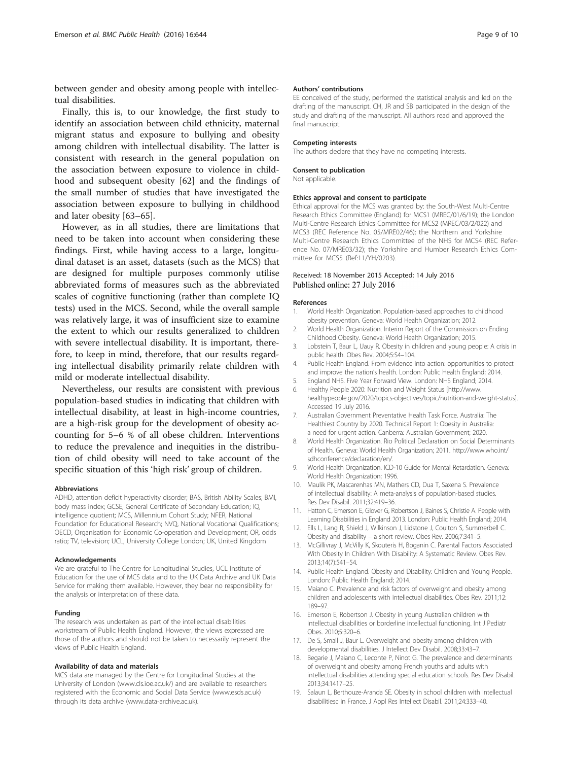between gender and obesity among people with intellectual disabilities.

Finally, this is, to our knowledge, the first study to identify an association between child ethnicity, maternal migrant status and exposure to bullying and obesity among children with intellectual disability. The latter is consistent with research in the general population on the association between exposure to violence in childhood and subsequent obesity [62] and the findings of the small number of studies that have investigated the association between exposure to bullying in childhood and later obesity [63–65].

However, as in all studies, there are limitations that need to be taken into account when considering these findings. First, while having access to a large, longitudinal dataset is an asset, datasets (such as the MCS) that are designed for multiple purposes commonly utilise abbreviated forms of measures such as the abbreviated scales of cognitive functioning (rather than complete IQ tests) used in the MCS. Second, while the overall sample was relatively large, it was of insufficient size to examine the extent to which our results generalized to children with severe intellectual disability. It is important, therefore, to keep in mind, therefore, that our results regarding intellectual disability primarily relate children with mild or moderate intellectual disability.

Nevertheless, our results are consistent with previous population-based studies in indicating that children with intellectual disability, at least in high-income countries, are a high-risk group for the development of obesity accounting for 5–6 % of all obese children. Interventions to reduce the prevalence and inequities in the distribution of child obesity will need to take account of the specific situation of this 'high risk' group of children.

#### Abbreviations

ADHD, attention deficit hyperactivity disorder; BAS, British Ability Scales; BMI, body mass index; GCSE, General Certificate of Secondary Education; IQ, intelligence quotient; MCS, Millennium Cohort Study; NFER, National Foundation for Educational Research; NVQ, National Vocational Qualifications; OECD, Organisation for Economic Co-operation and Development; OR, odds ratio; TV, television; UCL, University College London; UK, United Kingdom

#### Acknowledgements

We are grateful to The Centre for Longitudinal Studies, UCL Institute of Education for the use of MCS data and to the UK Data Archive and UK Data Service for making them available. However, they bear no responsibility for the analysis or interpretation of these data.

#### Funding

The research was undertaken as part of the intellectual disabilities workstream of Public Health England. However, the views expressed are those of the authors and should not be taken to necessarily represent the views of Public Health England.

#### Availability of data and materials

MCS data are managed by the Centre for Longitudinal Studies at the University of London (www.cls.ioe.ac.uk/) and are available to researchers registered with the Economic and Social Data Service (www.esds.ac.uk) through its data archive (www.data-archive.ac.uk).

#### Authors' contributions

EE conceived of the study, performed the statistical analysis and led on the drafting of the manuscript. CH, JR and SB participated in the design of the study and drafting of the manuscript. All authors read and approved the final manuscript.

#### Competing interests

The authors declare that they have no competing interests.

#### Consent to publication

Not applicable.

#### Ethics approval and consent to participate

Ethical approval for the MCS was granted by: the South-West Multi-Centre Research Ethics Committee (England) for MCS1 (MREC/01/6/19); the London Multi-Centre Research Ethics Committee for MCS2 (MREC/03/2/022) and MCS3 (REC Reference No. 05/MRE02/46); the Northern and Yorkshire Multi-Centre Research Ethics Committee of the NHS for MCS4 (REC Reference No. 07/MRE03/32); the Yorkshire and Humber Research Ethics Committee for MCS5 (Ref:11/YH/0203).

Received: 18 November 2015 Accepted: 14 July 2016
Published online: 27 July 2016

#### References

1. World Health Organization. Population-based approaches to childhood obesity prevention. Geneva: World Health Organization; 2012.
2. World Health Organization. Interim Report of the Commission on Ending Childhood Obesity. Geneva: World Health Organization; 2015.
3. Lobstein T, Baur L, Uauy R. Obesity in children and young people: A crisis in public health. Obes Rev. 2004;5:S4–104.
4. Public Health England. From evidence into action: opportunities to protect and improve the nation's health. London: Public Health England; 2014.
5. England NHS. Five Year Forward View. London: NHS England; 2014.
6. Healthy People 2020: Nutrition and Weight Status [http://www.healthypeople.gov/2020/topics-objectives/topic/nutrition-and-weight-status]. Accessed 19 July 2016.
7. Australian Government Preventative Health Task Force. Australia: The Healthiest Country by 2020. Technical Report 1: Obesity in Australia: a need for urgent action. Canberra: Australian Government; 2020.
8. World Health Organization. Rio Political Declaration on Social Determinants of Health. Geneva: World Health Organization; 2011. http://www.who.int/sdhconference/declaration/en/.
9. World Health Organization. ICD-10 Guide for Mental Retardation. Geneva: World Health Organization; 1996.
10. Maulik PK, Mascarenhas MN, Mathers CD, Dua T, Saxena S. Prevalence of intellectual disability: A meta-analysis of population-based studies. Res Dev Disabil. 2011;32:419–36.
11. Hatton C, Emerson E, Glover G, Robertson J, Baines S, Christie A. People with Learning Disabilities in England 2013. London: Public Health England; 2014.
12. Ells L, Lang R, Shield J, Wilkinson J, Lidstone J, Coulton S, Summerbell C. Obesity and disability – a short review. Obes Rev. 2006;7:341–5.
13. McGillivray J, McVilly K, Skouteris H, Boganin C. Parental Factors Associated With Obesity In Children With Disability: A Systematic Review. Obes Rev. 2013;14(7):541–54.
14. Public Health England. Obesity and Disability: Children and Young People. London: Public Health England; 2014.
15. Maiano C. Prevalence and risk factors of overweight and obesity among children and adolescents with intellectual disabilities. Obes Rev. 2011;12:189–97.
16. Emerson E, Robertson J. Obesity in young Australian children with intellectual disabilities or borderline intellectual functioning. Int J Pediatr Obes. 2010;5:320–6.
17. De S, Small J, Baur L. Overweight and obesity among children with developmental disabilities. J Intellect Dev Disabil. 2008;33:43–7.
18. Begarie J, Maiano C, Leconte P, Ninot G. The prevalence and determinants of overweight and obesity among French youths and adults with intellectual disabilities attending special education schools. Res Dev Disabil. 2013;34:1417–25.
19. Salaun L, Berthouze-Aranda SE. Obesity in school children with intellectual disabilitiesc in France. J Appl Res Intellect Disabil. 2011;24:333–40.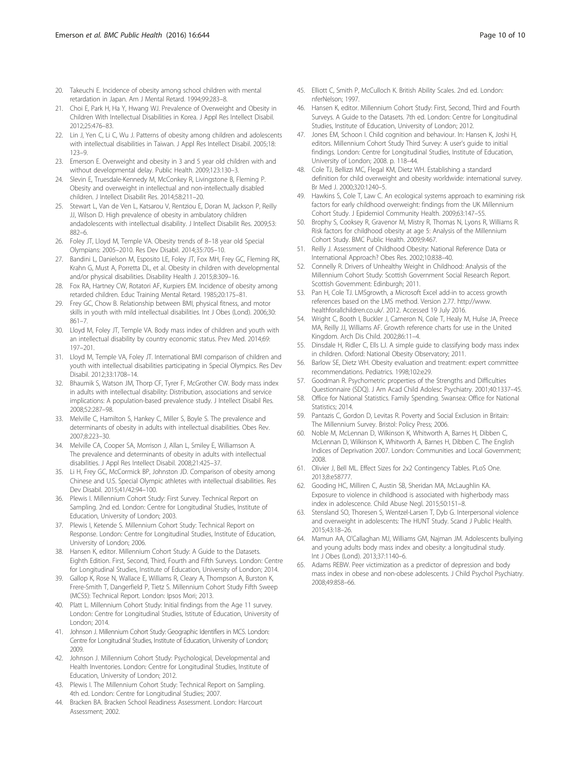20. Takeuchi E. Incidence of obesity among school children with mental retardation in Japan. Am J Mental Retard. 1994;99:283–8.
21. Choi E, Park H, Ha Y, Hwang WJ. Prevalence of Overweight and Obesity in Children With Intellectual Disabilities in Korea. J Appl Res Intellect Disabil. 2012;25:476–83.
22. Lin J, Yen C, Li C, Wu J. Patterns of obesity among children and adolescents with intellectual disabilities in Taiwan. J Appl Res Intellect Disabil. 2005;18: 123–9.
23. Emerson E. Overweight and obesity in 3 and 5 year old children with and without developmental delay. Public Health. 2009;123:130–3.
24. Slevin E, Truesdale-Kennedy M, McConkey R, Livingstone B, Fleming P. Obesity and overweight in intellectual and non-intellectually disabled children. J Intellect Disabilit Res. 2014;58:211–20.
25. Stewart L, Van de Ven L, Katsarou V, Rentziou E, Doran M, Jackson P, Reilly JJ, Wilson D. High prevalence of obesity in ambulatory children andadolescents with intellectual disability. J Intellect Disabilit Res. 2009;53: 882–6.
26. Foley JT, Lloyd M, Temple VA. Obesity trends of 8–18 year old Special Olympians: 2005–2010. Res Dev Disabil. 2014;35:705–10.
27. Bandini L, Danielson M, Esposito LE, Foley JT, Fox MH, Frey GC, Fleming RK, Krahn G, Must A, Porretta DL, et al. Obesity in children with developmental and/or physical disabilities. Disability Health J. 2015;8:309–16.
28. Fox RA, Hartney CW, Rotatori AF, Kurpiers EM. Incidence of obesity among retarded children. Educ Training Mental Retard. 1985;20:175–81.
29. Frey GC, Chow B. Relationship between BMI, physical fitness, and motor skills in youth with mild intellectual disabilities. Int J Obes (Lond). 2006;30: 861–7.
30. Lloyd M, Foley JT, Temple VA. Body mass index of children and youth with an intellectual disability by country economic status. Prev Med. 2014;69: 197–201.
31. Lloyd M, Temple VA, Foley JT. International BMI comparison of children and youth with intellectual disabilities participating in Special Olympics. Res Dev Disabil. 2012;33:1708–14.
32. Bhaumik S, Watson JM, Thorp CF, Tyrer F, McGrother CW. Body mass index in adults with intellectual disability: Distribution, associations and service implications: A population-based prevalence study. J Intellect Disabil Res. 2008;52:287–98.
33. Melville C, Hamilton S, Hankey C, Miller S, Boyle S. The prevalence and determinants of obesity in adults with intellectual disabilities. Obes Rev. 2007;8:223–30.
34. Melville CA, Cooper SA, Morrison J, Allan L, Smiley E, Williamson A. The prevalence and determinants of obesity in adults with intellectual disabilities. J Appl Res Intellect Disabil. 2008;21:425–37.
35. Li H, Frey GC, McCormick BP, Johnston JD. Comparison of obesity among Chinese and U.S. Special Olympic athletes with intellectual disabilities. Res Dev Disabil. 2015;41/42:94–100.
36. Plewis I. Millennium Cohort Study: First Survey. Technical Report on Sampling. 2nd ed. London: Centre for Longitudinal Studies, Institute of Education, University of London; 2003.
37. Plewis I, Ketende S. Millennium Cohort Study: Technical Report on Response. London: Centre for Longitudinal Studies, Institute of Education, University of London; 2006.
38. Hansen K, editor. Millennium Cohort Study: A Guide to the Datasets. Eighth Edition. First, Second, Third, Fourth and Fifth Surveys. London: Centre for Longitudinal Studies, Institute of Education, University of London; 2014.
39. Gallop K, Rose N, Wallace E, Williams R, Cleary A, Thompson A, Burston K, Frere-Smith T, Dangerfield P, Tietz S. Millennium Cohort Study Fifth Sweep (MCS5): Technical Report. London: Ipsos Mori; 2013.
40. Platt L. Millennium Cohort Study: Initial findings from the Age 11 survey. London: Centre for Longitudinal Studies, Istitute of Education, University of London; 2014.
41. Johnson J. Millennium Cohort Study: Geographic Identifiers in MCS. London: Centre for Longitudinal Studies, Institute of Education, University of London; 2009.
42. Johnson J. Millennium Cohort Study: Psychological, Developmental and Health Inventories. London: Centre for Longitudinal Studies, Institute of Education, University of London; 2012.
43. Plewis I. The Millennium Cohort Study: Technical Report on Sampling. 4th ed. London: Centre for Longitudinal Studies; 2007.
44. Bracken BA. Bracken School Readiness Assessment. London: Harcourt Assessment; 2002.
45. Elliott C, Smith P, McCulloch K. British Ability Scales. 2nd ed. London: nferNelson; 1997.
46. Hansen K, editor. Millennium Cohort Study: First, Second, Third and Fourth Surveys. A Guide to the Datasets. 7th ed. London: Centre for Longitudinal Studies, Institute of Education, University of London; 2012.
47. Jones EM, Schoon I. Child cognition and behaviour. In: Hansen K, Joshi H, editors. Millennium Cohort Study Third Survey: A user's guide to initial findings. London: Centre for Longitudinal Studies, Institute of Education, University of London; 2008. p. 118–44.
48. Cole TJ, Bellizzi MC, Flegal KM, Dietz WH. Establishing a standard definition for child overweight and obesity worldwide: international survey. Br Med J. 2000;320:1240–5.
49. Hawkins S, Cole T, Law C. An ecological systems approach to examining risk factors for early childhood overweight: findings from the UK Millennium Cohort Study. J Epidemiol Community Health. 2009;63:147–55.
50. Brophy S, Cooksey R, Gravenor M, Mistry R, Thomas N, Lyons R, Williams R. Risk factors for childhood obesity at age 5: Analysis of the Millennium Cohort Study. BMC Public Health. 2009;9:467.
51. Reilly J. Assessment of Childhood Obesity: National Reference Data or International Approach? Obes Res. 2002;10:838–40.
52. Connelly R. Drivers of Unhealthy Weight in Childhood: Analysis of the Millennium Cohort Study: Scottish Government Social Research Report. Scottish Government: Edinburgh; 2011.
53. Pan H, Cole TJ. LMSgrowth, a Microsoft Excel add-in to access growth references based on the LMS method. Version 2.77. http://www.healthforallchildren.co.uk/. 2012. Accessed 19 July 2016.
54. Wright C, Booth I, Buckler J, Cameron N, Cole T, Healy M, Hulse JA, Preece MA, Reilly JJ, Williams AF. Growth reference charts for use in the United Kingdom. Arch Dis Child. 2002;86:11–4.
55. Dinsdale H, Ridler C, Ells LJ. A simple guide to classifying body mass index in children. Oxford: National Obesity Observatory; 2011.
56. Barlow SE, Dietz WH. Obesity evaluation and treatment: expert committee recommendations. Pediatrics. 1998;102:e29.
57. Goodman R. Psychometric properties of the Strengths and Difficulties Questionnaire (SDQ). J Am Acad Child Adolesc Psychiatry. 2001;40:1337–45.
58. Office for National Statistics. Family Spending. Swansea: Office for National Statistics; 2014.
59. Pantazis C, Gordon D, Levitas R. Poverty and Social Exclusion in Britain: The Millennium Survey. Bristol: Policy Press; 2006.
60. Noble M, McLennan D, Wilkinson K, Whitworth A, Barnes H, Dibben C, McLennan D, Wilkinson K, Whitworth A, Barnes H, Dibben C. The English Indices of Deprivation 2007. London: Communities and Local Government; 2008.
61. Olivier J, Bell ML. Effect Sizes for 2x2 Contingency Tables. PLoS One. 2013;8:e58777.
62. Gooding HC, Milliren C, Austin SB, Sheridan MA, McLaughlin KA. Exposure to violence in childhood is associated with higherbody mass index in adolescence. Child Abuse Negl. 2015;50:151–8.
63. Stensland SO, Thoresen S, Wentzel-Larsen T, Dyb G. Interpersonal violence and overweight in adolescents: The HUNT Study. Scand J Public Health. 2015;43:18–26.
64. Mamun AA, O'Callaghan MJ, Williams GM, Najman JM. Adolescents bullying and young adults body mass index and obesity: a longitudinal study. Int J Obes (Lond). 2013;37:1140–6.
65. Adams REBW. Peer victimization as a predictor of depression and body mass index in obese and non-obese adolescents. J Child Psychol Psychiatry. 2008;49:858–66.